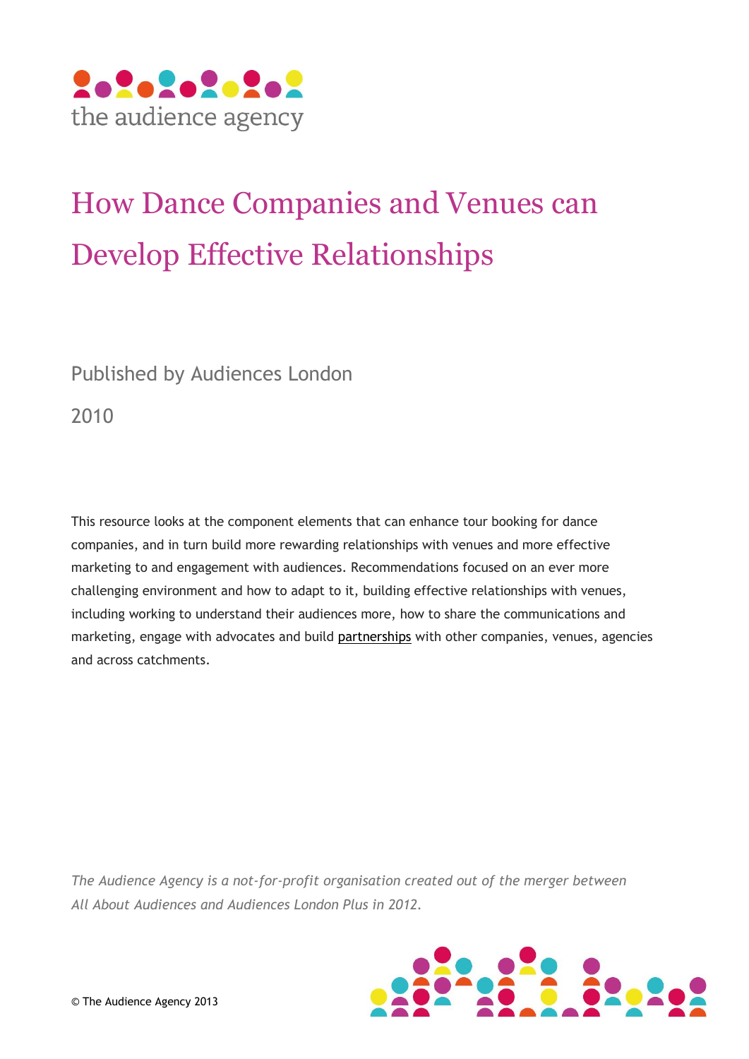the audience agency

# How Dance Companies and Venues can Develop Effective Relationships

Published by Audiences London

2010

This resource looks at the component elements that can enhance tour booking for dance companies, and in turn build more rewarding relationships with venues and more effective marketing to and engagement with audiences. Recommendations focused on an ever more challenging environment and how to adapt to it, building effective relationships with venues, including working to understand their audiences more, how to share the communications and marketing, engage with advocates and build partnerships with other companies, venues, agencies and across catchments.

*The Audience Agency is a not-for-profit organisation created out of the merger between All About Audiences and Audiences London Plus in 2012.*

© The Audience Agency 2013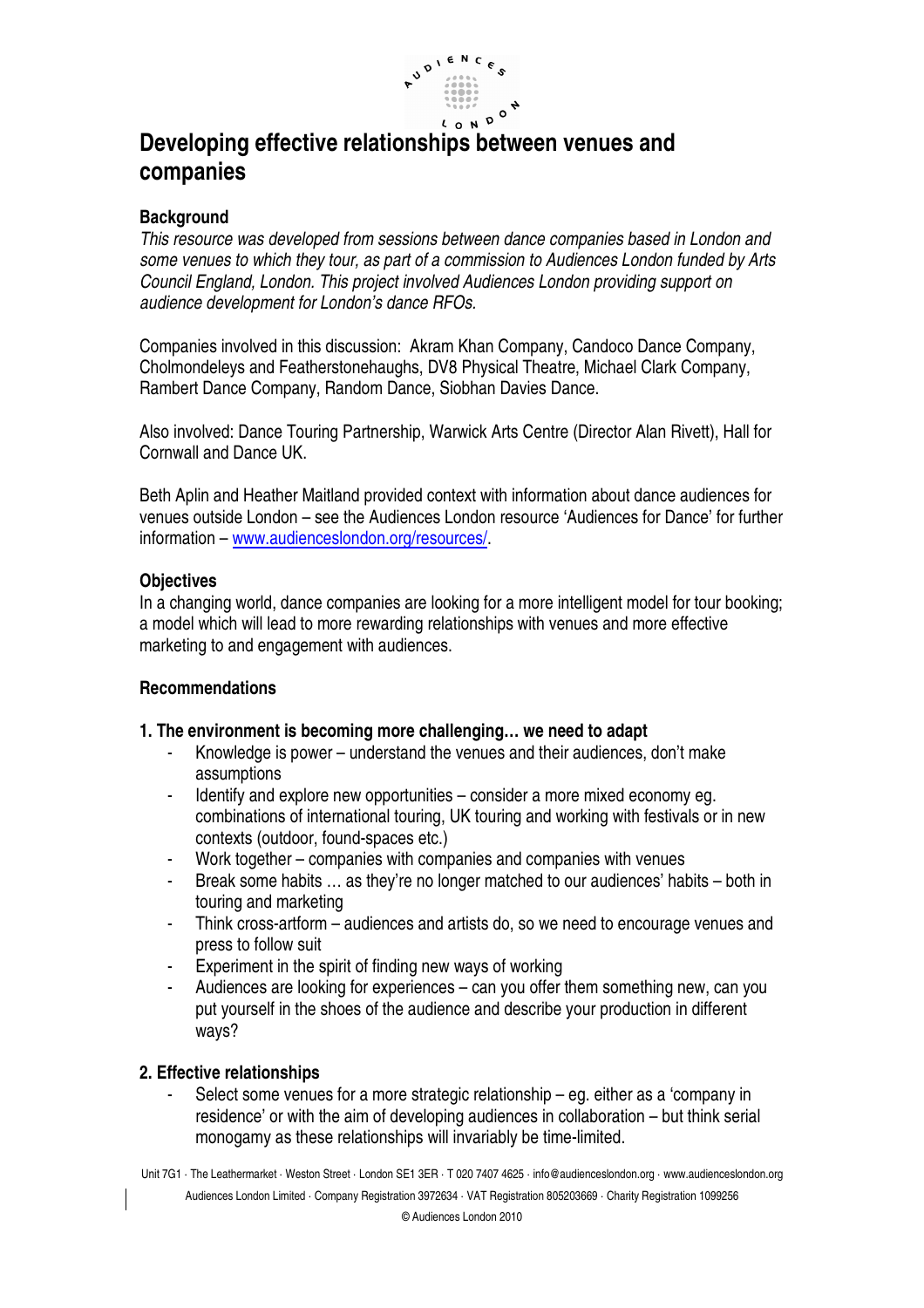# Developing effective relationships between venues and companies

### Background

*This resource was developed from sessions between dance companies based in London and some venues to which they tour, as part of a commission to Audiences London funded by Arts Council England, London. This project involved Audiences London providing support on audience development for London's dance RFOs.*

Companies involved in this discussion: Akram Khan Company, Candoco Dance Company, Cholmondeleys and Featherstonehaughs, DV8 Physical Theatre, Michael Clark Company, Rambert Dance Company, Random Dance, Siobhan Davies Dance.

Also involved: Dance Touring Partnership, Warwick Arts Centre (Director Alan Rivett), Hall for Cornwall and Dance UK.

Beth Aplin and Heather Maitland provided context with information about dance audiences for venues outside London – see the Audiences London resource 'Audiences for Dance' for further information – www.audienceslondon.org/resources/.

### Objectives

In a changing world, dance companies are looking for a more intelligent model for tour booking; a model which will lead to more rewarding relationships with venues and more effective marketing to and engagement with audiences.

### Recommendations

#### 1. The environment is becoming more challenging… we need to adapt

- Knowledge is power – understand the venues and their audiences, don't make assumptions
- Identify and explore new opportunities – consider a more mixed economy eg. combinations of international touring, UK touring and working with festivals or in new contexts (outdoor, found-spaces etc.)
- Work together – companies with companies and companies with venues
- Break some habits … as they're no longer matched to our audiences' habits – both in touring and marketing
- Think cross-artform – audiences and artists do, so we need to encourage venues and press to follow suit
- Experiment in the spirit of finding new ways of working
- Audiences are looking for experiences – can you offer them something new, can you put yourself in the shoes of the audience and describe your production in different ways?

#### 2. Effective relationships

- Select some venues for a more strategic relationship – eg. either as a 'company in residence' or with the aim of developing audiences in collaboration – but think serial monogamy as these relationships will invariably be time-limited.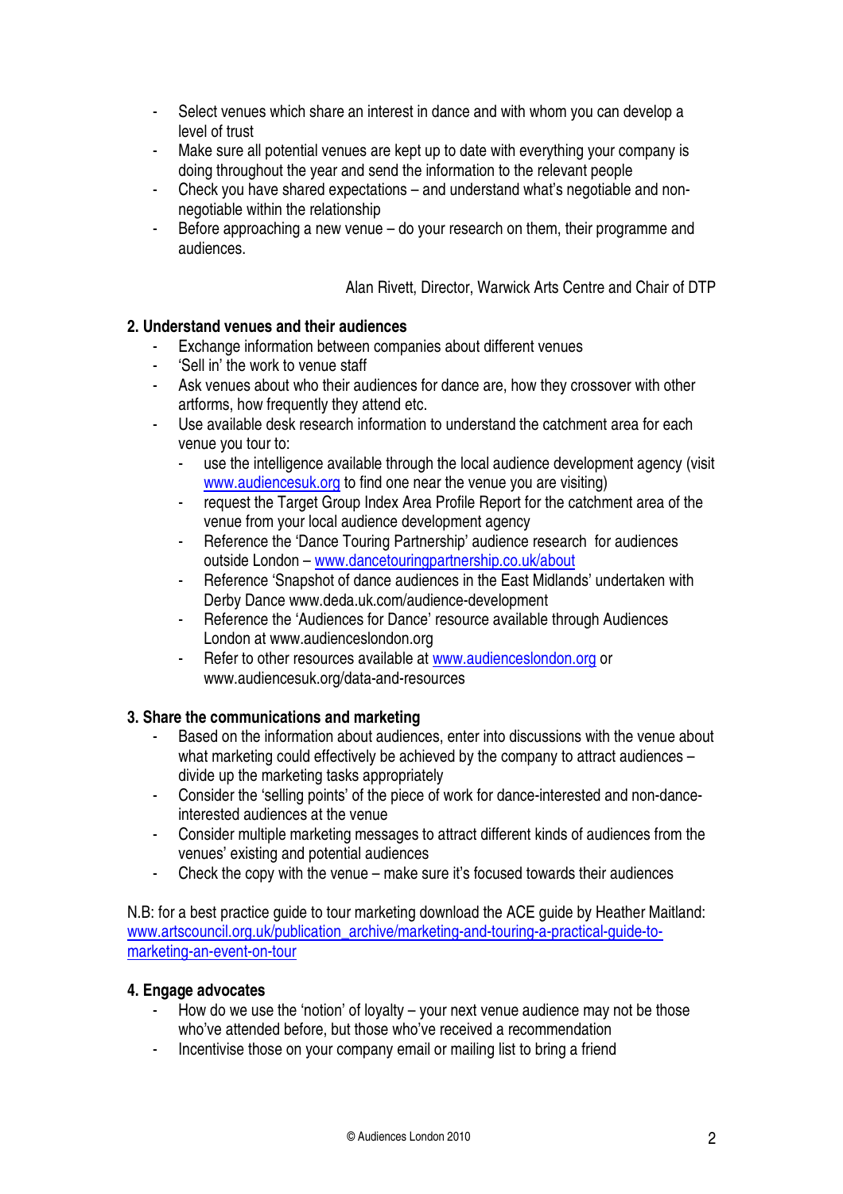- Select venues which share an interest in dance and with whom you can develop a level of trust
- Make sure all potential venues are kept up to date with everything your company is doing throughout the year and send the information to the relevant people
- Check you have shared expectations – and understand what's negotiable and non-negotiable within the relationship
- Before approaching a new venue – do your research on them, their programme and audiences.

Alan Rivett, Director, Warwick Arts Centre and Chair of DTP

**2. Understand venues and their audiences**

- Exchange information between companies about different venues
- 'Sell in' the work to venue staff
- Ask venues about who their audiences for dance are, how they crossover with other artforms, how frequently they attend etc.
- Use available desk research information to understand the catchment area for each venue you tour to:
  - use the intelligence available through the local audience development agency (visit www.audiencesuk.org to find one near the venue you are visiting)
  - request the Target Group Index Area Profile Report for the catchment area of the venue from your local audience development agency
  - Reference the 'Dance Touring Partnership' audience research for audiences outside London – www.dancetouringpartnership.co.uk/about
  - Reference 'Snapshot of dance audiences in the East Midlands' undertaken with Derby Dance www.deda.uk.com/audience-development
  - Reference the 'Audiences for Dance' resource available through Audiences London at www.audienceslondon.org
  - Refer to other resources available at www.audienceslondon.org or www.audiencesuk.org/data-and-resources

**3. Share the communications and marketing**

- Based on the information about audiences, enter into discussions with the venue about what marketing could effectively be achieved by the company to attract audiences – divide up the marketing tasks appropriately
- Consider the 'selling points' of the piece of work for dance-interested and non-dance-interested audiences at the venue
- Consider multiple marketing messages to attract different kinds of audiences from the venues' existing and potential audiences
- Check the copy with the venue – make sure it's focused towards their audiences

N.B: for a best practice guide to tour marketing download the ACE guide by Heather Maitland: www.artscouncil.org.uk/publication_archive/marketing-and-touring-a-practical-guide-to-marketing-an-event-on-tour

**4. Engage advocates**

- How do we use the 'notion' of loyalty – your next venue audience may not be those who've attended before, but those who've received a recommendation
- Incentivise those on your company email or mailing list to bring a friend

© Audiences London 2010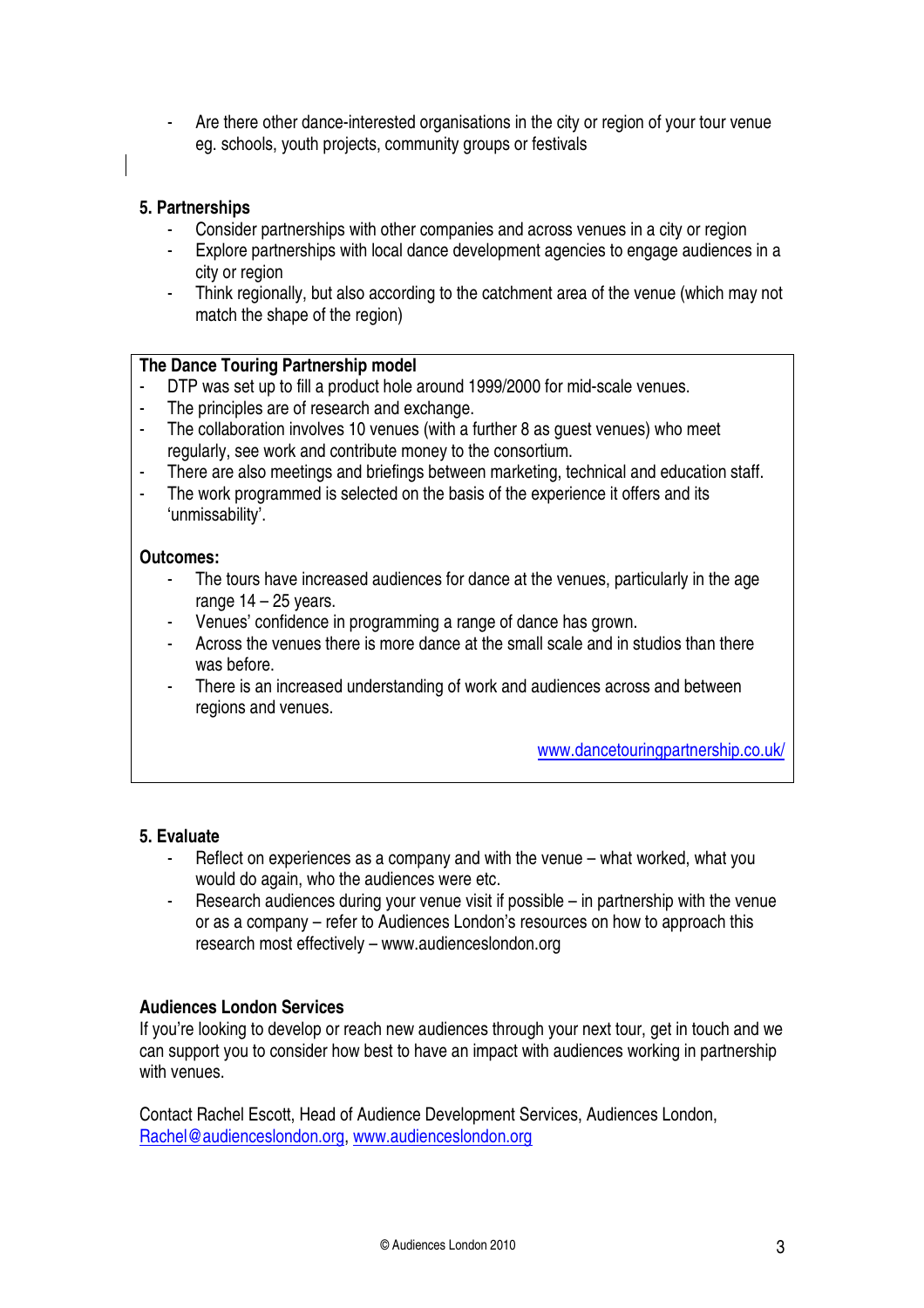- Are there other dance-interested organisations in the city or region of your tour venue eg. schools, youth projects, community groups or festivals

**5. Partnerships**

- Consider partnerships with other companies and across venues in a city or region
- Explore partnerships with local dance development agencies to engage audiences in a city or region
- Think regionally, but also according to the catchment area of the venue (which may not match the shape of the region)

**The Dance Touring Partnership model**

- DTP was set up to fill a product hole around 1999/2000 for mid-scale venues.
- The principles are of research and exchange.
- The collaboration involves 10 venues (with a further 8 as guest venues) who meet regularly, see work and contribute money to the consortium.
- There are also meetings and briefings between marketing, technical and education staff.
- The work programmed is selected on the basis of the experience it offers and its 'unmissability'.

**Outcomes:**

- The tours have increased audiences for dance at the venues, particularly in the age range 14 – 25 years.
- Venues' confidence in programming a range of dance has grown.
- Across the venues there is more dance at the small scale and in studios than there was before.
- There is an increased understanding of work and audiences across and between regions and venues.

www.dancetouringpartnership.co.uk/

**5. Evaluate**

- Reflect on experiences as a company and with the venue – what worked, what you would do again, who the audiences were etc.
- Research audiences during your venue visit if possible – in partnership with the venue or as a company – refer to Audiences London's resources on how to approach this research most effectively – www.audienceslondon.org

**Audiences London Services**

If you're looking to develop or reach new audiences through your next tour, get in touch and we can support you to consider how best to have an impact with audiences working in partnership with venues.

Contact Rachel Escott, Head of Audience Development Services, Audiences London, Rachel@audienceslondon.org, www.audienceslondon.org

© Audiences London 2010